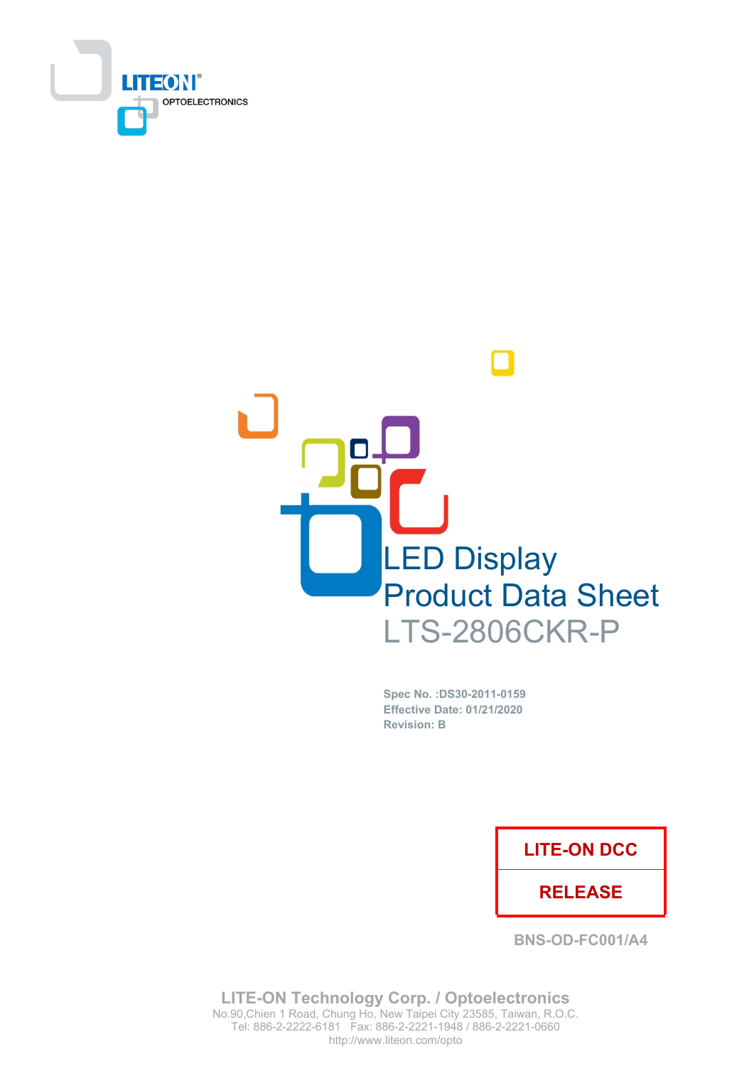LITEON®
OPTOELECTRONICS

# LED Display
# Product Data Sheet
# LTS-2806CKR-P

**Spec No. :DS30-2011-0159**
**Effective Date: 01/21/2020**
**Revision: B**

| LITE-ON DCC |
| --- |
| RELEASE |

BNS-OD-FC001/A4

**LITE-ON Technology Corp. / Optoelectronics**
No.90,Chien 1 Road, Chung Ho, New Taipei City 23585, Taiwan, R.O.C.
Tel: 886-2-2222-6181 Fax: 886-2-2221-1948 / 886-2-2221-0660
http://www.liteon.com/opto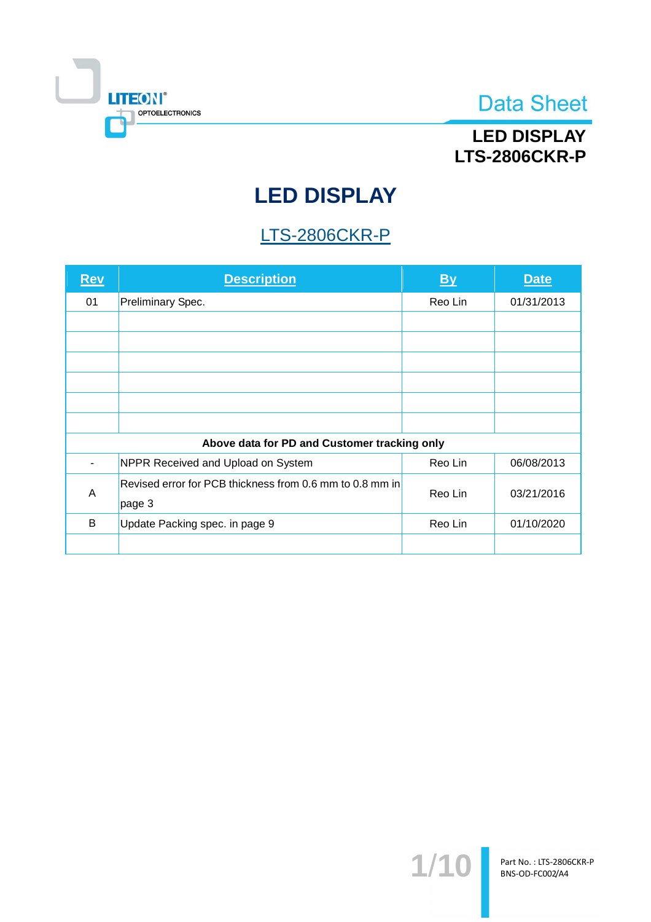# LED DISPLAY

## LTS-2806CKR-P

| Rev | Description | By | Date |
|---|---|---|---|
| 01 | Preliminary Spec. | Reo Lin | 01/31/2013 |
| | | | |
| | | | |
| | | | |
| | | | |
| | | | |
| | | | |
| **Above data for PD and Customer tracking only** | | | |
| - | NPPR Received and Upload on System | Reo Lin | 06/08/2013 |
| A | Revised error for PCB thickness from 0.6 mm to 0.8 mm in page 3 | Reo Lin | 03/21/2016 |
| B | Update Packing spec. in page 9 | Reo Lin | 01/10/2020 |
| | | | |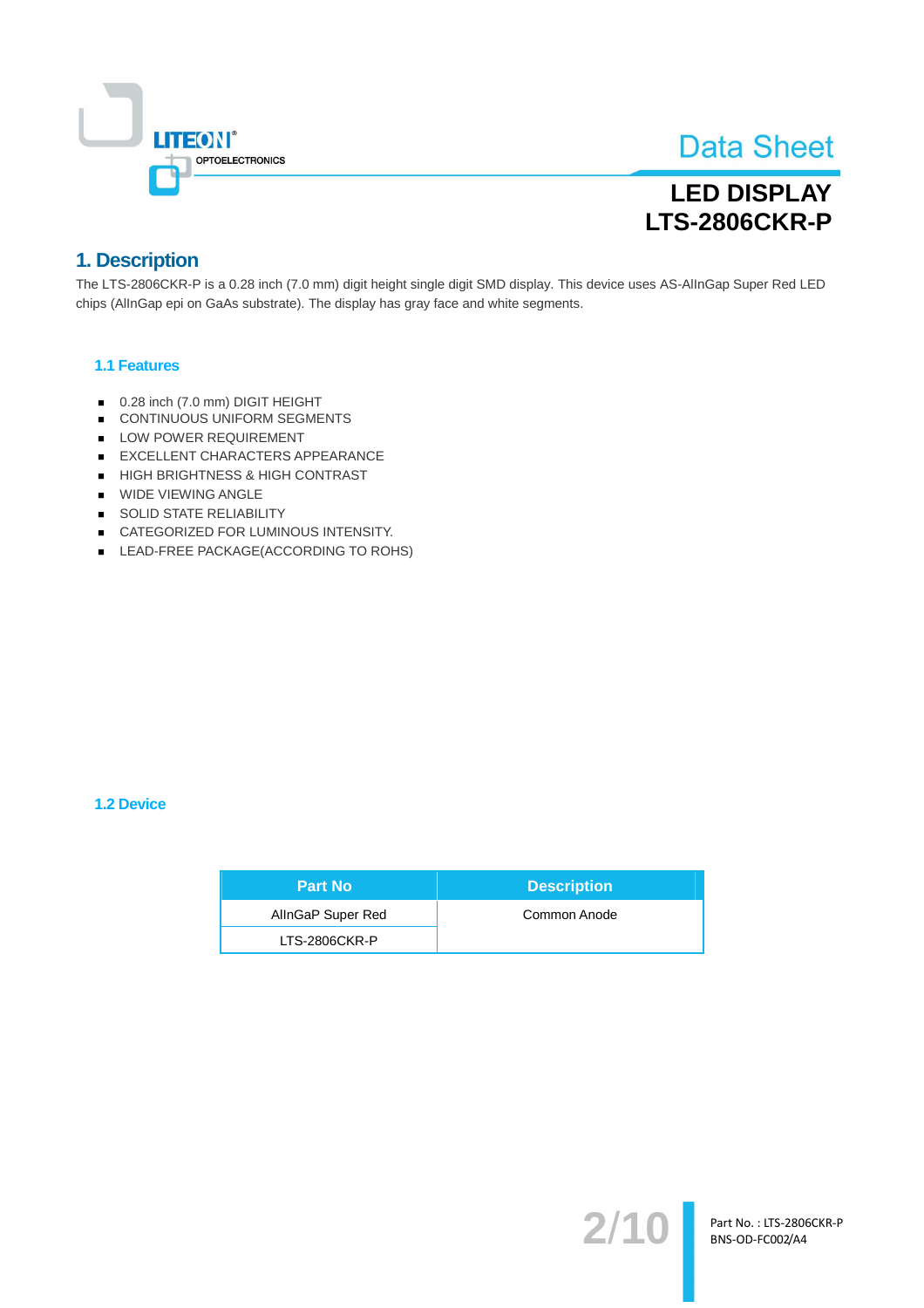# Data Sheet

## LED DISPLAY
## LTS-2806CKR-P

## 1. Description

The LTS-2806CKR-P is a 0.28 inch (7.0 mm) digit height single digit SMD display. This device uses AS-AlInGap Super Red LED chips (AlInGap epi on GaAs substrate). The display has gray face and white segments.

### 1.1 Features

- 0.28 inch (7.0 mm) DIGIT HEIGHT
- CONTINUOUS UNIFORM SEGMENTS
- LOW POWER REQUIREMENT
- EXCELLENT CHARACTERS APPEARANCE
- HIGH BRIGHTNESS & HIGH CONTRAST
- WIDE VIEWING ANGLE
- SOLID STATE RELIABILITY
- CATEGORIZED FOR LUMINOUS INTENSITY.
- LEAD-FREE PACKAGE(ACCORDING TO ROHS)

### 1.2 Device

| Part No | Description |
|---|---|
| AlInGaP Super Red | Common Anode |
| LTS-2806CKR-P | |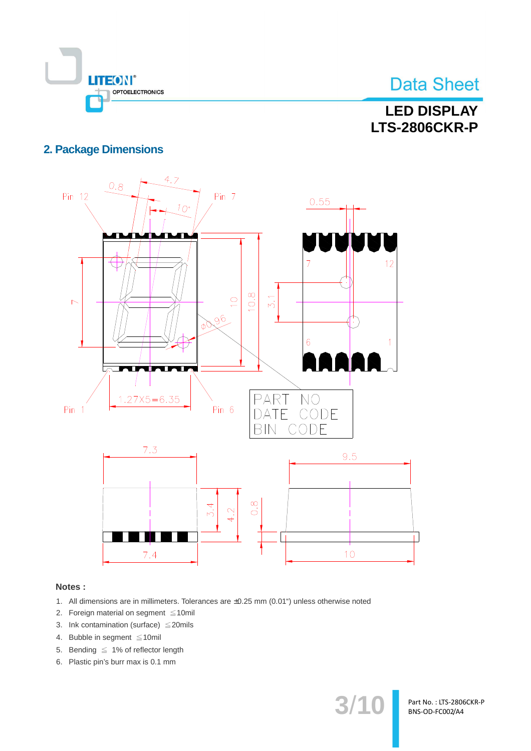## 2. Package Dimensions

**Notes :**

1. All dimensions are in millimeters. Tolerances are ±0.25 mm (0.01") unless otherwise noted
2. Foreign material on segment ≦10mil
3. Ink contamination (surface) ≦20mils
4. Bubble in segment ≦10mil
5. Bending ≦ 1% of reflector length
6. Plastic pin's burr max is 0.1 mm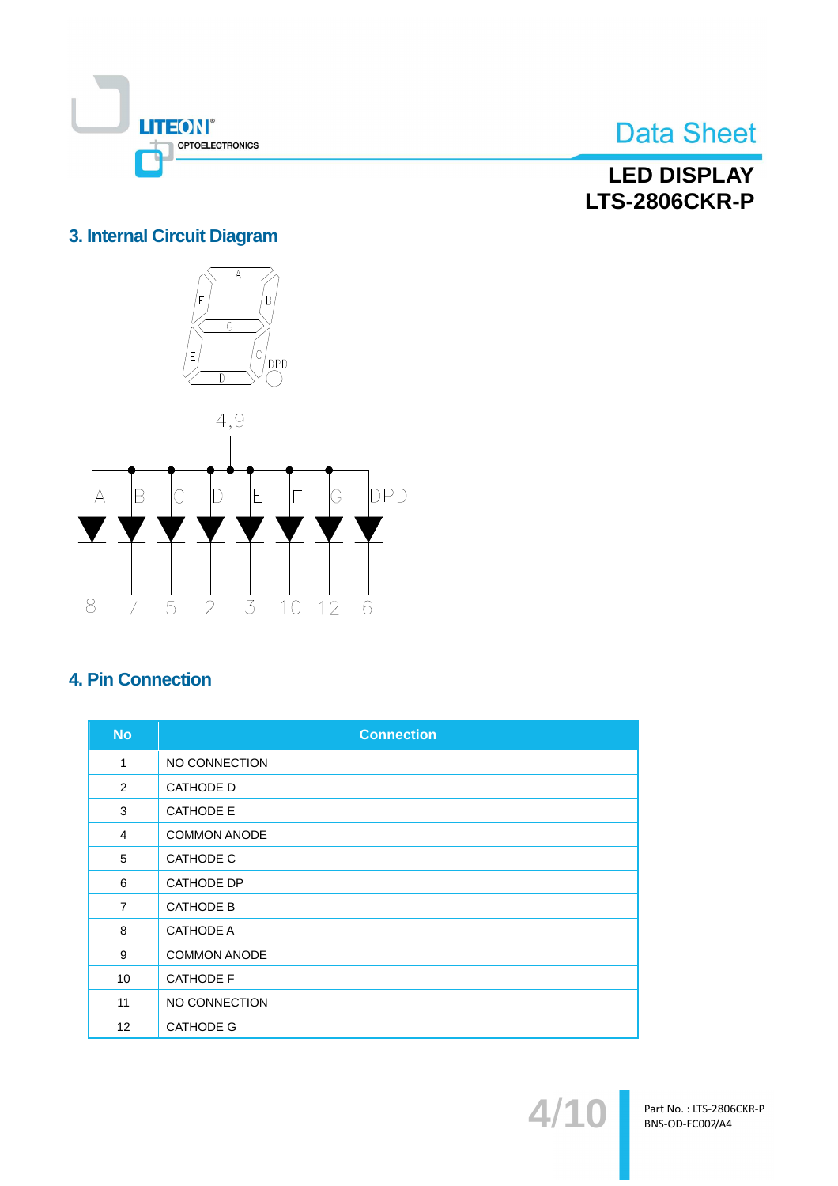## 3. Internal Circuit Diagram

## 4. Pin Connection

| No | Connection |
|---|---|
| 1 | NO CONNECTION |
| 2 | CATHODE D |
| 3 | CATHODE E |
| 4 | COMMON ANODE |
| 5 | CATHODE C |
| 6 | CATHODE DP |
| 7 | CATHODE B |
| 8 | CATHODE A |
| 9 | COMMON ANODE |
| 10 | CATHODE F |
| 11 | NO CONNECTION |
| 12 | CATHODE G |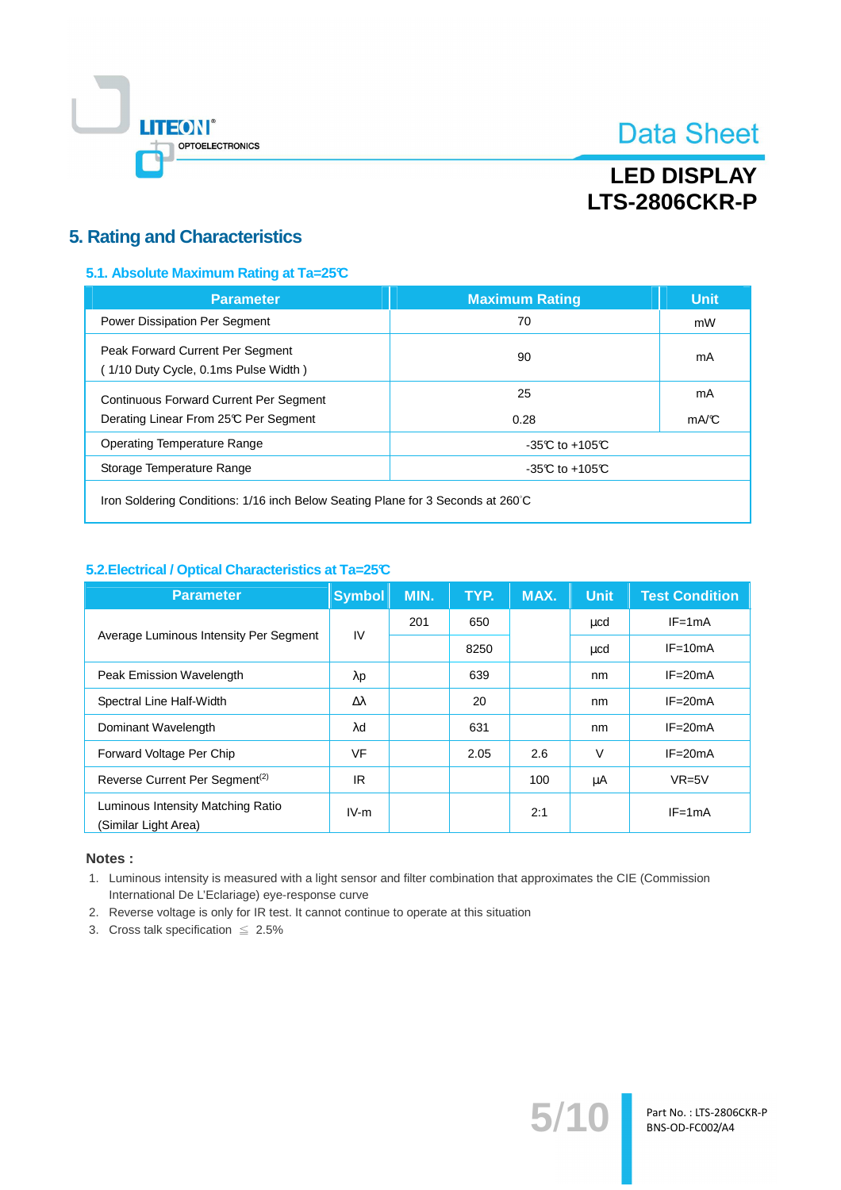## 5. Rating and Characteristics

### 5.1. Absolute Maximum Rating at Ta=25℃

| Parameter | Maximum Rating | Unit |
|---|---|---|
| Power Dissipation Per Segment | 70 | mW |
| Peak Forward Current Per Segment<br>( 1/10 Duty Cycle, 0.1ms Pulse Width ) | 90 | mA |
| Continuous Forward Current Per Segment<br>Derating Linear From 25℃ Per Segment | 25<br>0.28 | mA<br>mA/℃ |
| Operating Temperature Range | -35℃ to +105℃ | |
| Storage Temperature Range | -35℃ to +105℃ | |
| Iron Soldering Conditions: 1/16 inch Below Seating Plane for 3 Seconds at 260˚C | | |

### 5.2.Electrical / Optical Characteristics at Ta=25℃

| Parameter | Symbol | MIN. | TYP. | MAX. | Unit | Test Condition |
|---|---|---|---|---|---|---|
| Average Luminous Intensity Per Segment | IV | 201 | 650 | | µcd | IF=1mA |
| | | | 8250 | | µcd | IF=10mA |
| Peak Emission Wavelength | λp | | 639 | | nm | IF=20mA |
| Spectral Line Half-Width | Δλ | | 20 | | nm | IF=20mA |
| Dominant Wavelength | λd | | 631 | | nm | IF=20mA |
| Forward Voltage Per Chip | VF | | 2.05 | 2.6 | V | IF=20mA |
| Reverse Current Per Segment(2) | IR | | | 100 | µA | VR=5V |
| Luminous Intensity Matching Ratio (Similar Light Area) | IV-m | | | 2:1 | | IF=1mA |

**Notes :**

1. Luminous intensity is measured with a light sensor and filter combination that approximates the CIE (Commission International De L'Eclariage) eye-response curve
2. Reverse voltage is only for IR test. It cannot continue to operate at this situation
3. Cross talk specification ≦ 2.5%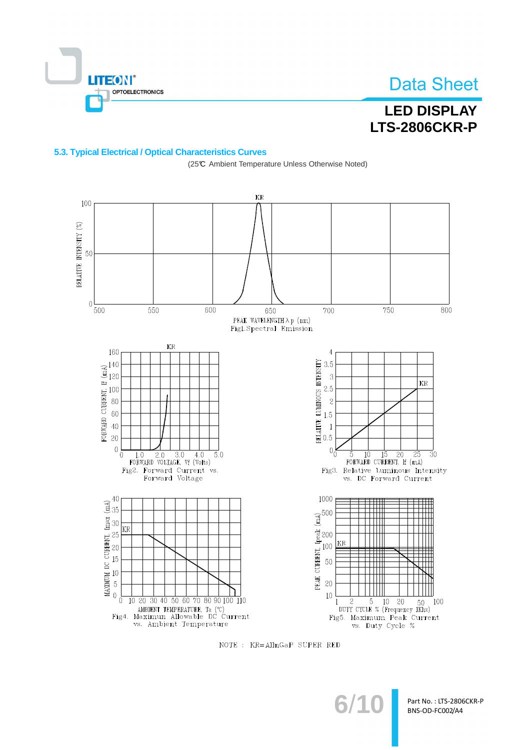### 5.3. Typical Electrical / Optical Characteristics Curves

(25℃ Ambient Temperature Unless Otherwise Noted)

KR

RELATIVE INTENSITY (%)

PEAK WAVELENGTH λp (nm)

Fig1. Spectral Emission

KR

FORWARD CURRENT, If (mA)

FORWARD VOLTAGE, Vf (Volts)

Fig2. Forward Current vs. Forward Voltage

KR

RELATIVE LUMINOUS INTENSITY

FORWARD CURRENT, If (mA)

Fig3. Relative Luminous Intensity vs. DC Forward Current

KR

MAXIMUM DC CURRENT, Imax (mA)

AMBIENT TEMPERATURE, Ta (℃)

Fig4. Maximum Allowable DC Current vs. Ambient Temperature

KR

PEAK CURRENT, Ipeak (mA)

DUTY CYCLE % (Frequency 1Khz)

Fig5. Maximum Peak Current vs. Duty Cycle %

NOTE : KR=AlInGaP SUPER RED

Part No. : LTS-2806CKR-P
BNS-OD-FC002/A4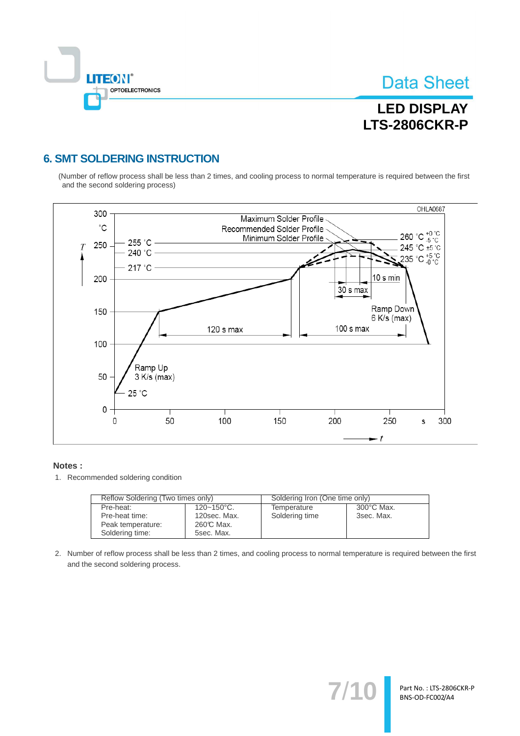## 6. SMT SOLDERING INSTRUCTION

(Number of reflow process shall be less than 2 times, and cooling process to normal temperature is required between the first and the second soldering process)

**Notes :**

1. Recommended soldering condition

| Reflow Soldering (Two times only) | | Soldering Iron (One time only) | |
|---|---|---|---|
| Pre-heat: | 120~150°C. | Temperature | 300°C Max. |
| Pre-heat time: | 120sec. Max. | Soldering time | 3sec. Max. |
| Peak temperature: | 260°C Max. | | |
| Soldering time: | 5sec. Max. | | |

2. Number of reflow process shall be less than 2 times, and cooling process to normal temperature is required between the first and the second soldering process.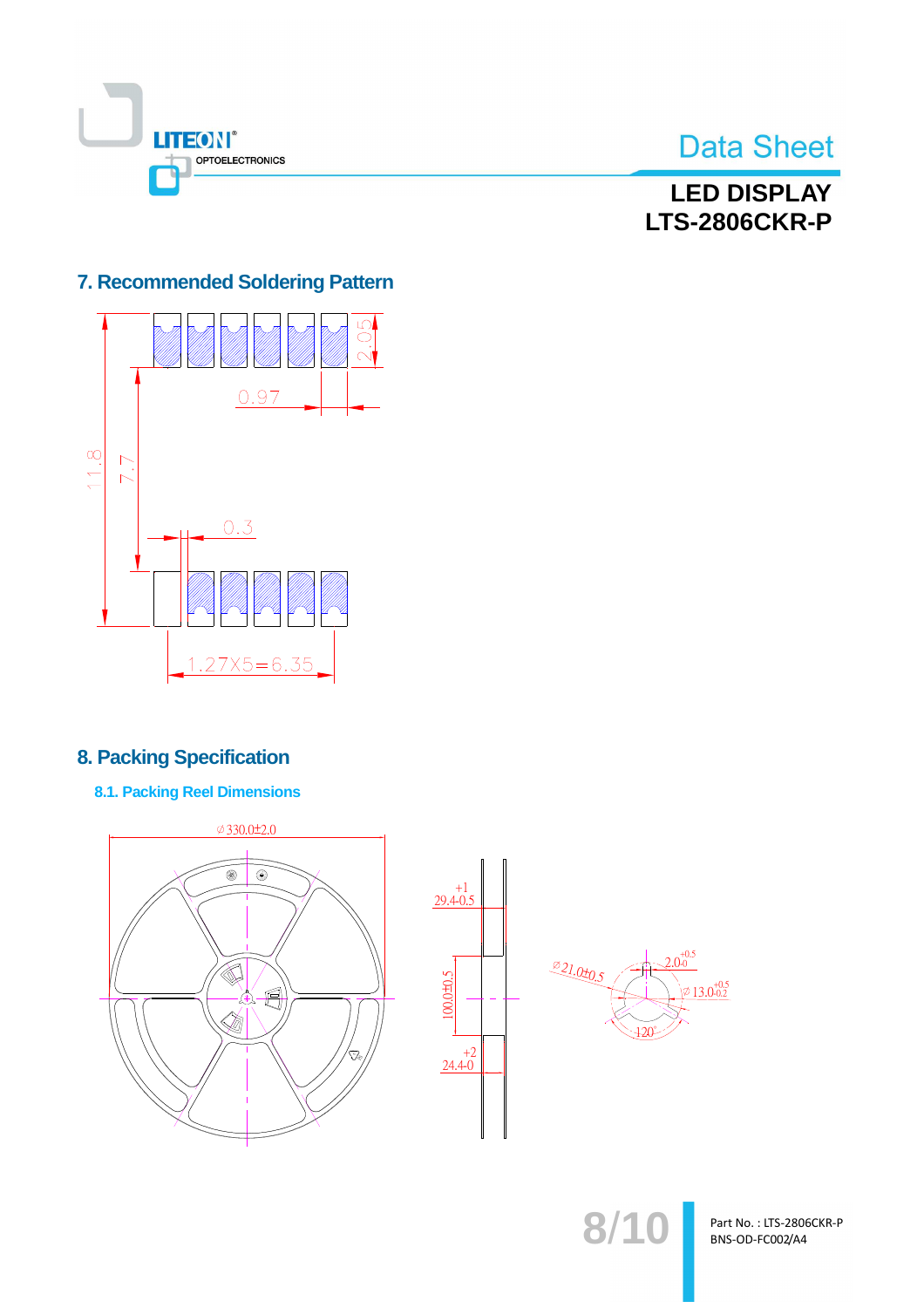## 7. Recommended Soldering Pattern

## 8. Packing Specification

### 8.1. Packing Reel Dimensions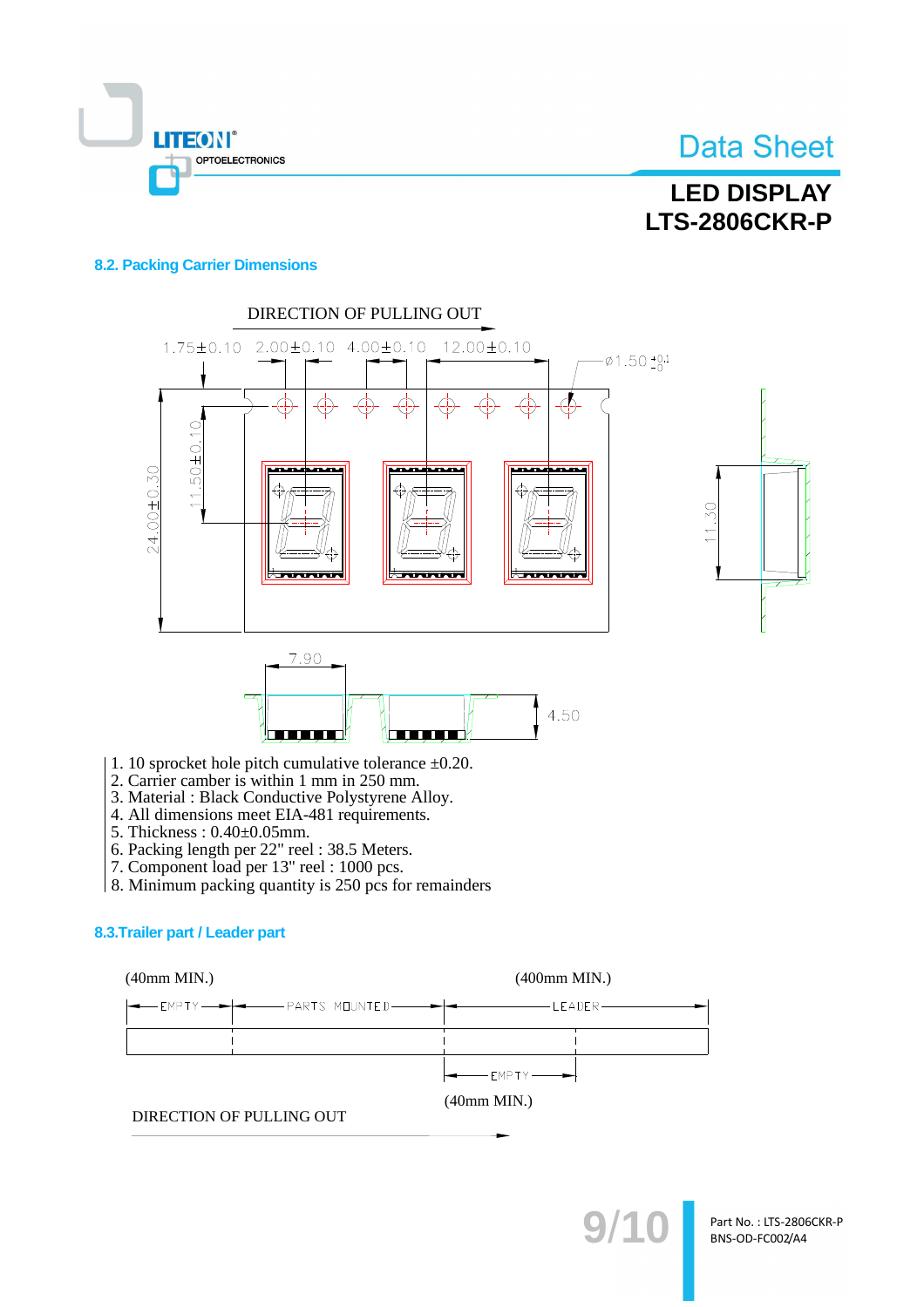## 8.2. Packing Carrier Dimensions

DIRECTION OF PULLING OUT

1.75±0.10  2.00±0.10  4.00±0.10  12.00±0.10  Ø1.50 $^{+0.1}_{-0}$

24.00±0.30  11.50±0.10  11.30

7.90  4.50

1. 10 sprocket hole pitch cumulative tolerance ±0.20.
2. Carrier camber is within 1 mm in 250 mm.
3. Material : Black Conductive Polystyrene Alloy.
4. All dimensions meet EIA-481 requirements.
5. Thickness : 0.40±0.05mm.
6. Packing length per 22" reel : 38.5 Meters.
7. Component load per 13" reel : 1000 pcs.
8. Minimum packing quantity is 250 pcs for remainders

## 8.3.Trailer part / Leader part

(40mm MIN.)  (400mm MIN.)

EMPTY  PARTS MOUNTED  LEADER

EMPTY

(40mm MIN.)

DIRECTION OF PULLING OUT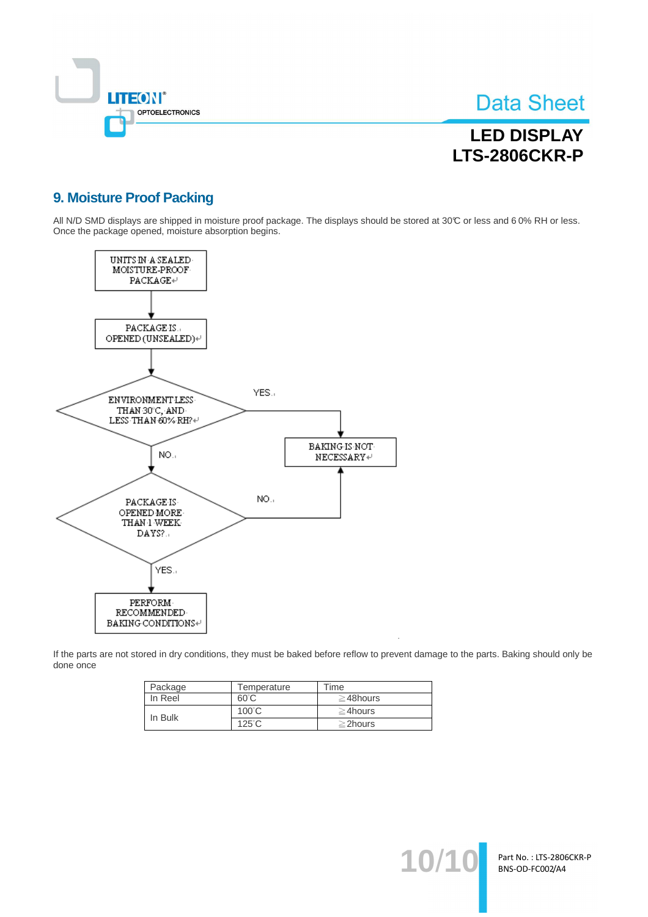## 9. Moisture Proof Packing

All N/D SMD displays are shipped in moisture proof package. The displays should be stored at 30℃ or less and 6 0% RH or less. Once the package opened, moisture absorption begins.

UNITS IN A SEALED MOISTURE-PROOF PACKAGE

PACKAGE IS OPENED (UNSEALED)

ENVIRONMENT LESS THAN 30°C, AND LESS THAN 60% RH?

YES

BAKING IS NOT NECESSARY

NO

PACKAGE IS OPENED MORE THAN 1 WEEK DAYS?

NO

YES

PERFORM RECOMMENDED BAKING CONDITIONS

If the parts are not stored in dry conditions, they must be baked before reflow to prevent damage to the parts. Baking should only be done once

| Package | Temperature | Time |
| --- | --- | --- |
| In Reel | 60°C | ≧48hours |
| In Bulk | 100°C | ≧4hours |
| | 125°C | ≧2hours |

Part No. : LTS-2806CKR-P
BNS-OD-FC002/A4